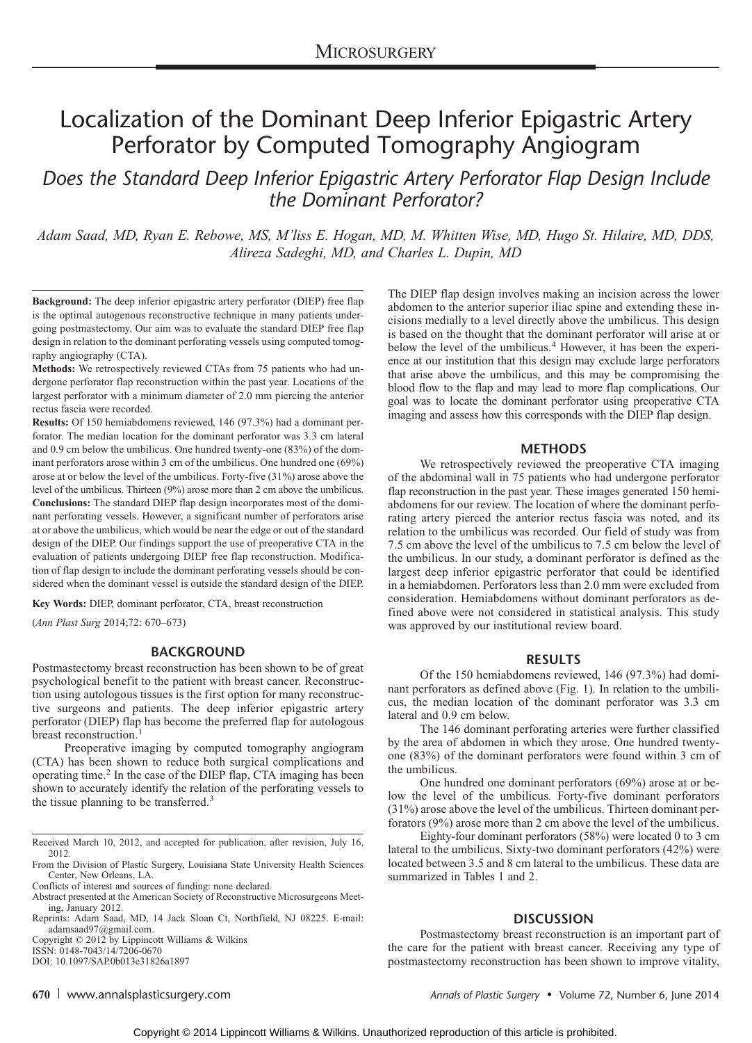# Localization of the Dominant Deep Inferior Epigastric Artery Perforator by Computed Tomography Angiogram

## *Does the Standard Deep Inferior Epigastric Artery Perforator Flap Design Include the Dominant Perforator?*

*Adam Saad, MD, Ryan E. Rebowe, MS, M'liss E. Hogan, MD, M. Whitten Wise, MD, Hugo St. Hilaire, MD, DDS, Alireza Sadeghi, MD, and Charles L. Dupin, MD*

**Background:** The deep inferior epigastric artery perforator (DIEP) free flap is the optimal autogenous reconstructive technique in many patients undergoing postmastectomy. Our aim was to evaluate the standard DIEP free flap design in relation to the dominant perforating vessels using computed tomography angiography (CTA).

**Methods:** We retrospectively reviewed CTAs from 75 patients who had undergone perforator flap reconstruction within the past year. Locations of the largest perforator with a minimum diameter of 2.0 mm piercing the anterior rectus fascia were recorded.

**Results:** Of 150 hemiabdomens reviewed, 146 (97.3%) had a dominant perforator. The median location for the dominant perforator was 3.3 cm lateral and 0.9 cm below the umbilicus. One hundred twenty-one (83%) of the dominant perforators arose within 3 cm of the umbilicus. One hundred one (69%) arose at or below the level of the umbilicus. Forty-five (31%) arose above the level of the umbilicus. Thirteen (9%) arose more than 2 cm above the umbilicus.

**Conclusions:** The standard DIEP flap design incorporates most of the dominant perforating vessels. However, a significant number of perforators arise at or above the umbilicus, which would be near the edge or out of the standard design of the DIEP. Our findings support the use of preoperative CTA in the evaluation of patients undergoing DIEP free flap reconstruction. Modification of flap design to include the dominant perforating vessels should be considered when the dominant vessel is outside the standard design of the DIEP.

**Key Words:** DIEP, dominant perforator, CTA, breast reconstruction

(*Ann Plast Surg* 2014;72: 670–673)

## BACKGROUND

Postmastectomy breast reconstruction has been shown to be of great psychological benefit to the patient with breast cancer. Reconstruction using autologous tissues is the first option for many reconstructive surgeons and patients. The deep inferior epigastric artery perforator (DIEP) flap has become the preferred flap for autologous breast reconstruction.[1]

Preoperative imaging by computed tomography angiogram (CTA) has been shown to reduce both surgical complications and operating time.[2] In the case of the DIEP flap, CTA imaging has been shown to accurately identify the relation of the perforating vessels to the tissue planning to be transferred.[3]

Received March 10, 2012, and accepted for publication, after revision, July 16, 2012.

From the Division of Plastic Surgery, Louisiana State University Health Sciences Center, New Orleans, LA.

Conflicts of interest and sources of funding: none declared.

Abstract presented at the American Society of Reconstructive Microsurgeons Meeting, January 2012.

Reprints: Adam Saad, MD, 14 Jack Sloan Ct, Northfield, NJ 08225. E-mail: adamsaad97@gmail.com.

Copyright © 2012 by Lippincott Williams & Wilkins

ISSN: 0148-7043/14/7206-0670

DOI: 10.1097/SAP.0b013e31826a1897

The DIEP flap design involves making an incision across the lower abdomen to the anterior superior iliac spine and extending these incisions medially to a level directly above the umbilicus. This design is based on the thought that the dominant perforator will arise at or below the level of the umbilicus.[4] However, it has been the experience at our institution that this design may exclude large perforators that arise above the umbilicus, and this may be compromising the blood flow to the flap and may lead to more flap complications. Our goal was to locate the dominant perforator using preoperative CTA imaging and assess how this corresponds with the DIEP flap design.

## METHODS

We retrospectively reviewed the preoperative CTA imaging of the abdominal wall in 75 patients who had undergone perforator flap reconstruction in the past year. These images generated 150 hemiabdomens for our review. The location of where the dominant perforating artery pierced the anterior rectus fascia was noted, and its relation to the umbilicus was recorded. Our field of study was from 7.5 cm above the level of the umbilicus to 7.5 cm below the level of the umbilicus. In our study, a dominant perforator is defined as the largest deep inferior epigastric perforator that could be identified in a hemiabdomen. Perforators less than 2.0 mm were excluded from consideration. Hemiabdomens without dominant perforators as defined above were not considered in statistical analysis. This study was approved by our institutional review board.

## RESULTS

Of the 150 hemiabdomens reviewed, 146 (97.3%) had dominant perforators as defined above (Fig. 1). In relation to the umbilicus, the median location of the dominant perforator was 3.3 cm lateral and 0.9 cm below.

The 146 dominant perforating arteries were further classified by the area of abdomen in which they arose. One hundred twenty-one (83%) of the dominant perforators were found within 3 cm of the umbilicus.

One hundred one dominant perforators (69%) arose at or below the level of the umbilicus. Forty-five dominant perforators (31%) arose above the level of the umbilicus. Thirteen dominant perforators (9%) arose more than 2 cm above the level of the umbilicus.

Eighty-four dominant perforators (58%) were located 0 to 3 cm lateral to the umbilicus. Sixty-two dominant perforators (42%) were located between 3.5 and 8 cm lateral to the umbilicus. These data are summarized in Tables 1 and 2.

## DISCUSSION

Postmastectomy breast reconstruction is an important part of the care for the patient with breast cancer. Receiving any type of postmastectomy reconstruction has been shown to improve vitality,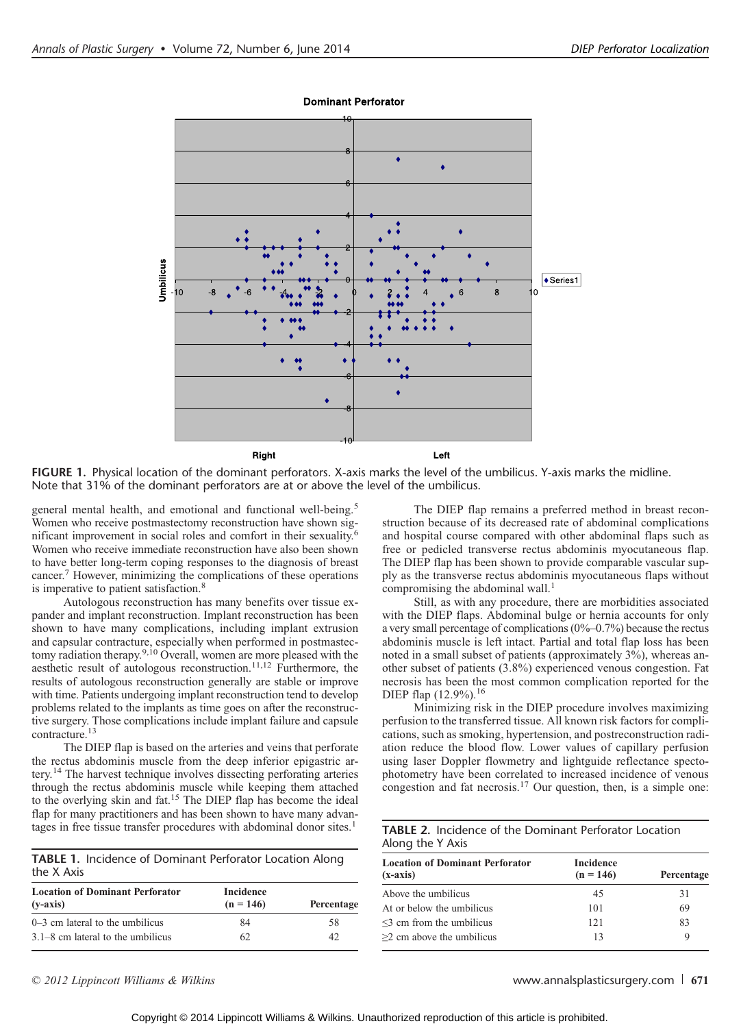FIGURE 1. Physical location of the dominant perforators. X-axis marks the level of the umbilicus. Y-axis marks the midline. Note that 31% of the dominant perforators are at or above the level of the umbilicus.

general mental health, and emotional and functional well-being.[5] Women who receive postmastectomy reconstruction have shown significant improvement in social roles and comfort in their sexuality.[6] Women who receive immediate reconstruction have also been shown to have better long-term coping responses to the diagnosis of breast cancer.[7] However, minimizing the complications of these operations is imperative to patient satisfaction.[8]

Autologous reconstruction has many benefits over tissue expander and implant reconstruction. Implant reconstruction has been shown to have many complications, including implant extrusion and capsular contracture, especially when performed in postmastectomy radiation therapy.[9,10] Overall, women are more pleased with the aesthetic result of autologous reconstruction.[11,12] Furthermore, the results of autologous reconstruction generally are stable or improve with time. Patients undergoing implant reconstruction tend to develop problems related to the implants as time goes on after the reconstructive surgery. Those complications include implant failure and capsule contracture.[13]

The DIEP flap is based on the arteries and veins that perforate the rectus abdominis muscle from the deep inferior epigastric artery.[14] The harvest technique involves dissecting perforating arteries through the rectus abdominis muscle while keeping them attached to the overlying skin and fat.[15] The DIEP flap has become the ideal flap for many practitioners and has been shown to have many advantages in free tissue transfer procedures with abdominal donor sites.[1]

TABLE 1. Incidence of Dominant Perforator Location Along the X Axis

| Location of Dominant Perforator (y-axis) | Incidence (n = 146) | Percentage |
|---|---|---|
| 0–3 cm lateral to the umbilicus | 84 | 58 |
| 3.1–8 cm lateral to the umbilicus | 62 | 42 |

The DIEP flap remains a preferred method in breast reconstruction because of its decreased rate of abdominal complications and hospital course compared with other abdominal flaps such as free or pedicled transverse rectus abdominis myocutaneous flap. The DIEP flap has been shown to provide comparable vascular supply as the transverse rectus abdominis myocutaneous flaps without compromising the abdominal wall.[1]

Still, as with any procedure, there are morbidities associated with the DIEP flaps. Abdominal bulge or hernia accounts for only a very small percentage of complications (0%–0.7%) because the rectus abdominis muscle is left intact. Partial and total flap loss has been noted in a small subset of patients (approximately 3%), whereas another subset of patients (3.8%) experienced venous congestion. Fat necrosis has been the most common complication reported for the DIEP flap (12.9%).[16]

Minimizing risk in the DIEP procedure involves maximizing perfusion to the transferred tissue. All known risk factors for complications, such as smoking, hypertension, and postreconstruction radiation reduce the blood flow. Lower values of capillary perfusion using laser Doppler flowmetry and lightguide reflectance spectophotometry have been correlated to increased incidence of venous congestion and fat necrosis.[17] Our question, then, is a simple one:

TABLE 2. Incidence of the Dominant Perforator Location Along the Y Axis

| Location of Dominant Perforator (x-axis) | Incidence (n = 146) | Percentage |
|---|---|---|
| Above the umbilicus | 45 | 31 |
| At or below the umbilicus | 101 | 69 |
| ≤3 cm from the umbilicus | 121 | 83 |
| ≥2 cm above the umbilicus | 13 | 9 |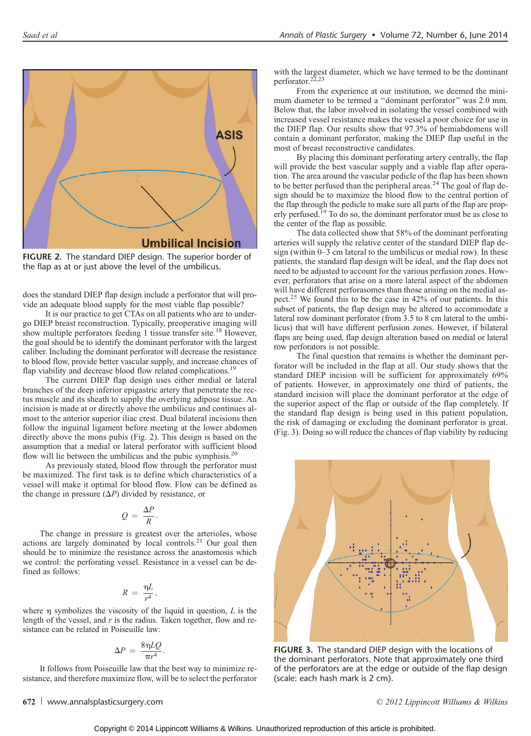FIGURE 2. The standard DIEP design. The superior border of the flap as at or just above the level of the umbilicus.

does the standard DIEP flap design include a perforator that will provide an adequate blood supply for the most viable flap possible?

It is our practice to get CTAs on all patients who are to undergo DIEP breast reconstruction. Typically, preoperative imaging will show multiple perforators feeding 1 tissue transfer site.[18] However, the goal should be to identify the dominant perforator with the largest caliber. Including the dominant perforator will decrease the resistance to blood flow, provide better vascular supply, and increase chances of flap viability and decrease blood flow related complications.[19]

The current DIEP flap design uses either medial or lateral branches of the deep inferior epigastric artery that penetrate the rectus muscle and its sheath to supply the overlying adipose tissue. An incision is made at or directly above the umbilicus and continues almost to the anterior superior iliac crest. Dual bilateral incisions then follow the inguinal ligament before meeting at the lower abdomen directly above the mons pubis (Fig. 2). This design is based on the assumption that a medial or lateral perforator with sufficient blood flow will lie between the umbilicus and the pubic symphisis.[20]

As previously stated, blood flow through the perforator must be maximized. The first task is to define which characteristics of a vessel will make it optimal for blood flow. Flow can be defined as the change in pressure ($\Delta P$) divided by resistance, or

$$Q = \frac{\Delta P}{R}.$$

The change in pressure is greatest over the arterioles, whose actions are largely dominated by local controls.[21] Our goal then should be to minimize the resistance across the anastomosis which we control: the perforating vessel. Resistance in a vessel can be defined as follows:

$$R = \frac{\eta L}{r^4},$$

where $\eta$ symbolizes the viscosity of the liquid in question, $L$ is the length of the vessel, and $r$ is the radius. Taken together, flow and resistance can be related in Poiseuille law:

$$\Delta P = \frac{8\eta LQ}{\pi r^4}.$$

It follows from Poiseuille law that the best way to minimize resistance, and therefore maximize flow, will be to select the perforator with the largest diameter, which we have termed to be the dominant perforator.[22,23]

From the experience at our institution, we deemed the minimum diameter to be termed a "dominant perforator" was 2.0 mm. Below that, the labor involved in isolating the vessel combined with increased vessel resistance makes the vessel a poor choice for use in the DIEP flap. Our results show that 97.3% of hemiabdomens will contain a dominant perforator, making the DIEP flap useful in the most of breast reconstructive candidates.

By placing this dominant perforating artery centrally, the flap will provide the best vascular supply and a viable flap after operation. The area around the vascular pedicle of the flap has been shown to be better perfused than the peripheral areas.[24] The goal of flap design should be to maximize the blood flow to the central portion of the flap through the pedicle to make sure all parts of the flap are properly perfused.[19] To do so, the dominant perforator must be as close to the center of the flap as possible.

The data collected show that 58% of the dominant perforating arteries will supply the relative center of the standard DIEP flap design (within 0–3 cm lateral to the umbilicus or medial row). In these patients, the standard flap design will be ideal, and the flap does not need to be adjusted to account for the various perfusion zones. However, perforators that arise on a more lateral aspect of the abdomen will have different perforasomes than those arising on the medial aspect.[25] We found this to be the case in 42% of our patients. In this subset of patients, the flap design may be altered to accommodate a lateral row dominant perforator (from 3.5 to 8 cm lateral to the umbilicus) that will have different perfusion zones. However, if bilateral flaps are being used, flap design alteration based on medial or lateral row perforators is not possible.

The final question that remains is whether the dominant perforator will be included in the flap at all. Our study shows that the standard DIEP incision will be sufficient for approximately 69% of patients. However, in approximately one third of patients, the standard incision will place the dominant perforator at the edge of the superior aspect of the flap or outside of the flap completely. If the standard flap design is being used in this patient population, the risk of damaging or excluding the dominant perforator is great. (Fig. 3). Doing so will reduce the chances of flap viability by reducing

FIGURE 3. The standard DIEP design with the locations of the dominant perforators. Note that approximately one third of the perforators are at the edge or outside of the flap design (scale: each hash mark is 2 cm).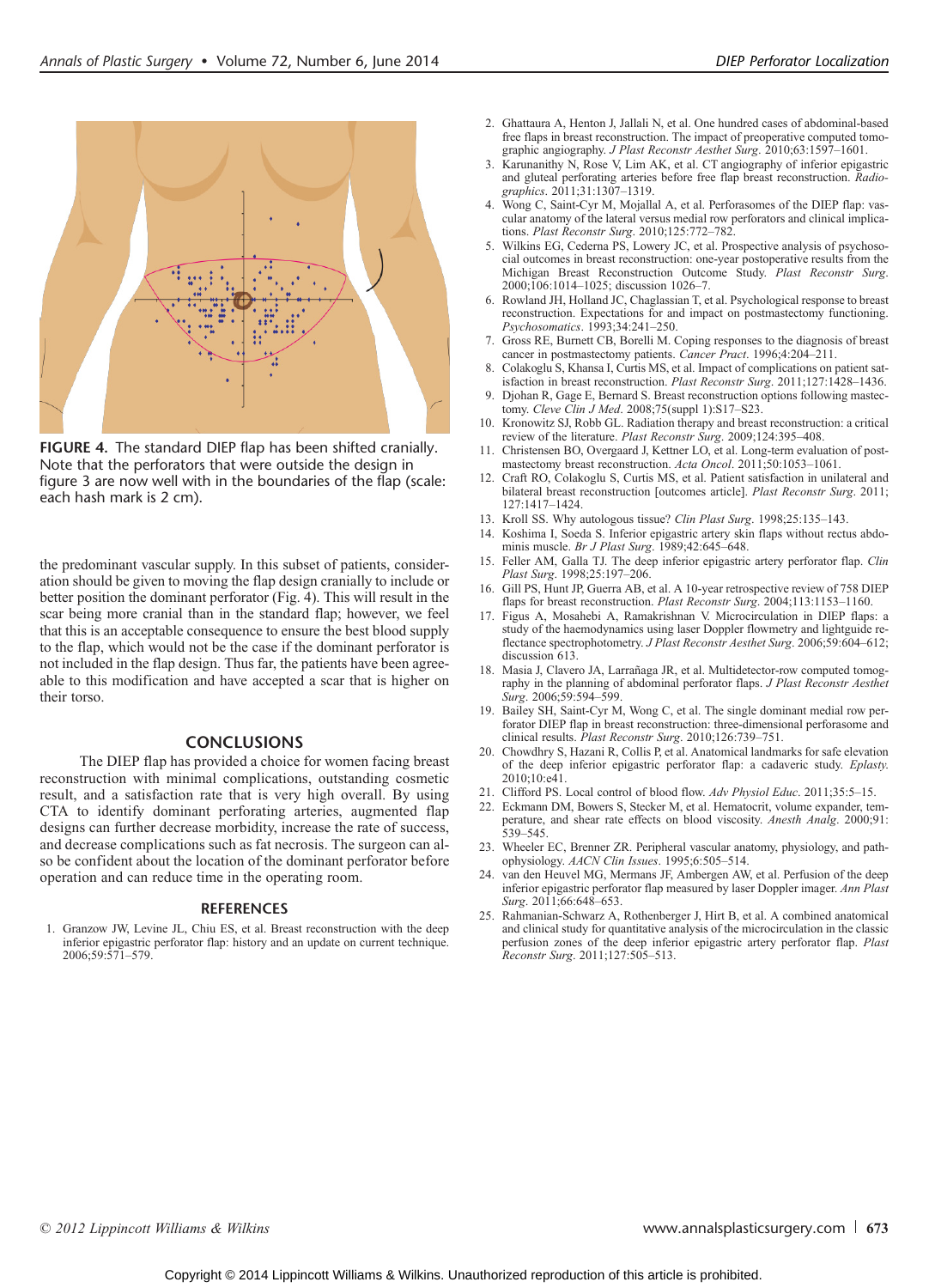FIGURE 4. The standard DIEP flap has been shifted cranially. Note that the perforators that were outside the design in figure 3 are now well with in the boundaries of the flap (scale: each hash mark is 2 cm).

the predominant vascular supply. In this subset of patients, consideration should be given to moving the flap design cranially to include or better position the dominant perforator (Fig. 4). This will result in the scar being more cranial than in the standard flap; however, we feel that this is an acceptable consequence to ensure the best blood supply to the flap, which would not be the case if the dominant perforator is not included in the flap design. Thus far, the patients have been agreeable to this modification and have accepted a scar that is higher on their torso.

## CONCLUSIONS

The DIEP flap has provided a choice for women facing breast reconstruction with minimal complications, outstanding cosmetic result, and a satisfaction rate that is very high overall. By using CTA to identify dominant perforating arteries, augmented flap designs can further decrease morbidity, increase the rate of success, and decrease complications such as fat necrosis. The surgeon can also be confident about the location of the dominant perforator before operation and can reduce time in the operating room.

## REFERENCES

1. Granzow JW, Levine JL, Chiu ES, et al. Breast reconstruction with the deep inferior epigastric perforator flap: history and an update on current technique. 2006;59:571–579.
2. Ghattaura A, Henton J, Jallali N, et al. One hundred cases of abdominal-based free flaps in breast reconstruction. The impact of preoperative computed tomographic angiography. *J Plast Reconstr Aesthet Surg*. 2010;63:1597–1601.
3. Karunanithy N, Rose V, Lim AK, et al. CT angiography of inferior epigastric and gluteal perforating arteries before free flap breast reconstruction. *Radiographics*. 2011;31:1307–1319.
4. Wong C, Saint-Cyr M, Mojallal A, et al. Perforasomes of the DIEP flap: vascular anatomy of the lateral versus medial row perforators and clinical implications. *Plast Reconstr Surg*. 2010;125:772–782.
5. Wilkins EG, Cederna PS, Lowery JC, et al. Prospective analysis of psychosocial outcomes in breast reconstruction: one-year postoperative results from the Michigan Breast Reconstruction Outcome Study. *Plast Reconstr Surg*. 2000;106:1014–1025; discussion 1026–7.
6. Rowland JH, Holland JC, Chaglassian T, et al. Psychological response to breast reconstruction. Expectations for and impact on postmastectomy functioning. *Psychosomatics*. 1993;34:241–250.
7. Gross RE, Burnett CB, Borelli M. Coping responses to the diagnosis of breast cancer in postmastectomy patients. *Cancer Pract*. 1996;4:204–211.
8. Colakoglu S, Khansa I, Curtis MS, et al. Impact of complications on patient satisfaction in breast reconstruction. *Plast Reconstr Surg*. 2011;127:1428–1436.
9. Djohan R, Gage E, Bernard S. Breast reconstruction options following mastectomy. *Cleve Clin J Med*. 2008;75(suppl 1):S17–S23.
10. Kronowitz SJ, Robb GL. Radiation therapy and breast reconstruction: a critical review of the literature. *Plast Reconstr Surg*. 2009;124:395–408.
11. Christensen BO, Overgaard J, Kettner LO, et al. Long-term evaluation of postmastectomy breast reconstruction. *Acta Oncol*. 2011;50:1053–1061.
12. Craft RO, Colakoglu S, Curtis MS, et al. Patient satisfaction in unilateral and bilateral breast reconstruction [outcomes article]. *Plast Reconstr Surg*. 2011; 127:1417–1424.
13. Kroll SS. Why autologous tissue? *Clin Plast Surg*. 1998;25:135–143.
14. Koshima I, Soeda S. Inferior epigastric artery skin flaps without rectus abdominis muscle. *Br J Plast Surg*. 1989;42:645–648.
15. Feller AM, Galla TJ. The deep inferior epigastric artery perforator flap. *Clin Plast Surg*. 1998;25:197–206.
16. Gill PS, Hunt JP, Guerra AB, et al. A 10-year retrospective review of 758 DIEP flaps for breast reconstruction. *Plast Reconstr Surg*. 2004;113:1153–1160.
17. Figus A, Mosahebi A, Ramakrishnan V. Microcirculation in DIEP flaps: a study of the haemodynamics using laser Doppler flowmetry and lightguide reflectance spectrophotometry. *J Plast Reconstr Aesthet Surg*. 2006;59:604–612; discussion 613.
18. Masia J, Clavero JA, Larrañaga JR, et al. Multidetector-row computed tomography in the planning of abdominal perforator flaps. *J Plast Reconstr Aesthet Surg*. 2006;59:594–599.
19. Bailey SH, Saint-Cyr M, Wong C, et al. The single dominant medial row perforator DIEP flap in breast reconstruction: three-dimensional perforasome and clinical results. *Plast Reconstr Surg*. 2010;126:739–751.
20. Chowdhry S, Hazani R, Collis P, et al. Anatomical landmarks for safe elevation of the deep inferior epigastric perforator flap: a cadaveric study. *Eplasty*. 2010;10:e41.
21. Clifford PS. Local control of blood flow. *Adv Physiol Educ*. 2011;35:5–15.
22. Eckmann DM, Bowers S, Stecker M, et al. Hematocrit, volume expander, temperature, and shear rate effects on blood viscosity. *Anesth Analg*. 2000;91: 539–545.
23. Wheeler EC, Brenner ZR. Peripheral vascular anatomy, physiology, and pathophysiology. *AACN Clin Issues*. 1995;6:505–514.
24. van den Heuvel MG, Mermans JF, Ambergen AW, et al. Perfusion of the deep inferior epigastric perforator flap measured by laser Doppler imager. *Ann Plast Surg*. 2011;66:648–653.
25. Rahmanian-Schwarz A, Rothenberger J, Hirt B, et al. A combined anatomical and clinical study for quantitative analysis of the microcirculation in the classic perfusion zones of the deep inferior epigastric artery perforator flap. *Plast Reconstr Surg*. 2011;127:505–513.